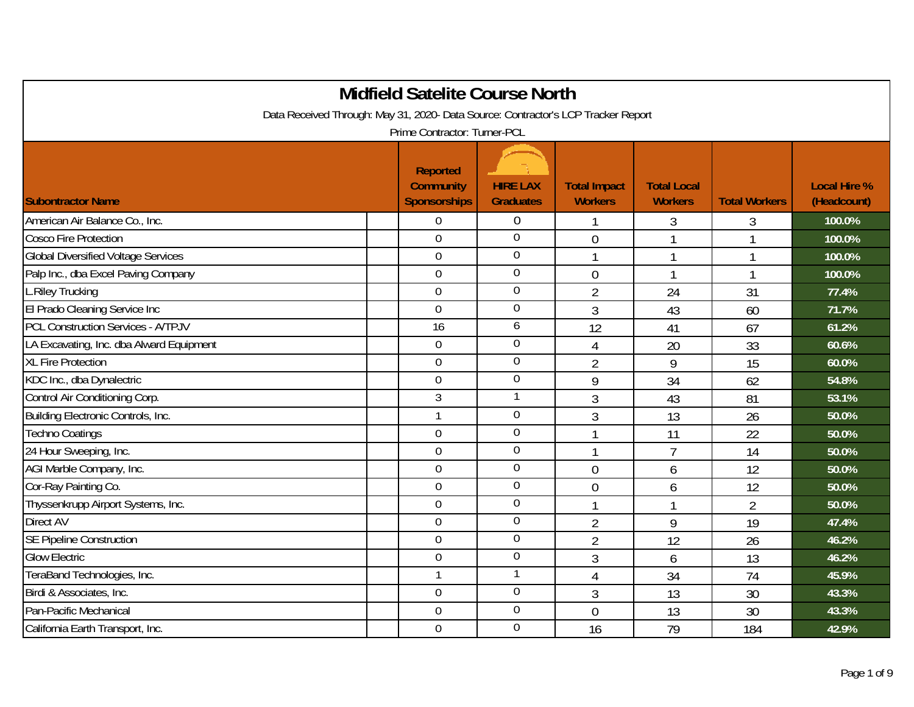# Midfield Satelite Course North

Data Received Through: May 31, 2020- Data Source: Contractor's LCP Tracker Report

Prime Contractor: Turner-PCL

| Subontractor Name | Reported Community Sponsorships | HIRE LAX Graduates | Total Impact Workers | Total Local Workers | Total Workers | Local Hire % (Headcount) |
|---|---|---|---|---|---|---|
| American Air Balance Co., Inc. | 0 | 0 | 1 | 3 | 3 | 100.0% |
| Cosco Fire Protection | 0 | 0 | 0 | 1 | 1 | 100.0% |
| Global Diversified Voltage Services | 0 | 0 | 1 | 1 | 1 | 100.0% |
| Palp Inc., dba Excel Paving Company | 0 | 0 | 0 | 1 | 1 | 100.0% |
| L.Riley Trucking | 0 | 0 | 2 | 24 | 31 | 77.4% |
| El Prado Cleaning Service Inc | 0 | 0 | 3 | 43 | 60 | 71.7% |
| PCL Construction Services - A/TPJV | 16 | 6 | 12 | 41 | 67 | 61.2% |
| LA Excavating, Inc. dba Alward Equipment | 0 | 0 | 4 | 20 | 33 | 60.6% |
| XL Fire Protection | 0 | 0 | 2 | 9 | 15 | 60.0% |
| KDC Inc., dba Dynalectric | 0 | 0 | 9 | 34 | 62 | 54.8% |
| Control Air Conditioning Corp. | 3 | 1 | 3 | 43 | 81 | 53.1% |
| Building Electronic Controls, Inc. | 1 | 0 | 3 | 13 | 26 | 50.0% |
| Techno Coatings | 0 | 0 | 1 | 11 | 22 | 50.0% |
| 24 Hour Sweeping, Inc. | 0 | 0 | 1 | 7 | 14 | 50.0% |
| AGI Marble Company, Inc. | 0 | 0 | 0 | 6 | 12 | 50.0% |
| Cor-Ray Painting Co. | 0 | 0 | 0 | 6 | 12 | 50.0% |
| Thyssenkrupp Airport Systems, Inc. | 0 | 0 | 1 | 1 | 2 | 50.0% |
| Direct AV | 0 | 0 | 2 | 9 | 19 | 47.4% |
| SE Pipeline Construction | 0 | 0 | 2 | 12 | 26 | 46.2% |
| Glow Electric | 0 | 0 | 3 | 6 | 13 | 46.2% |
| TeraBand Technologies, Inc. | 1 | 1 | 4 | 34 | 74 | 45.9% |
| Birdi & Associates, Inc. | 0 | 0 | 3 | 13 | 30 | 43.3% |
| Pan-Pacific Mechanical | 0 | 0 | 0 | 13 | 30 | 43.3% |
| California Earth Transport, Inc. | 0 | 0 | 16 | 79 | 184 | 42.9% |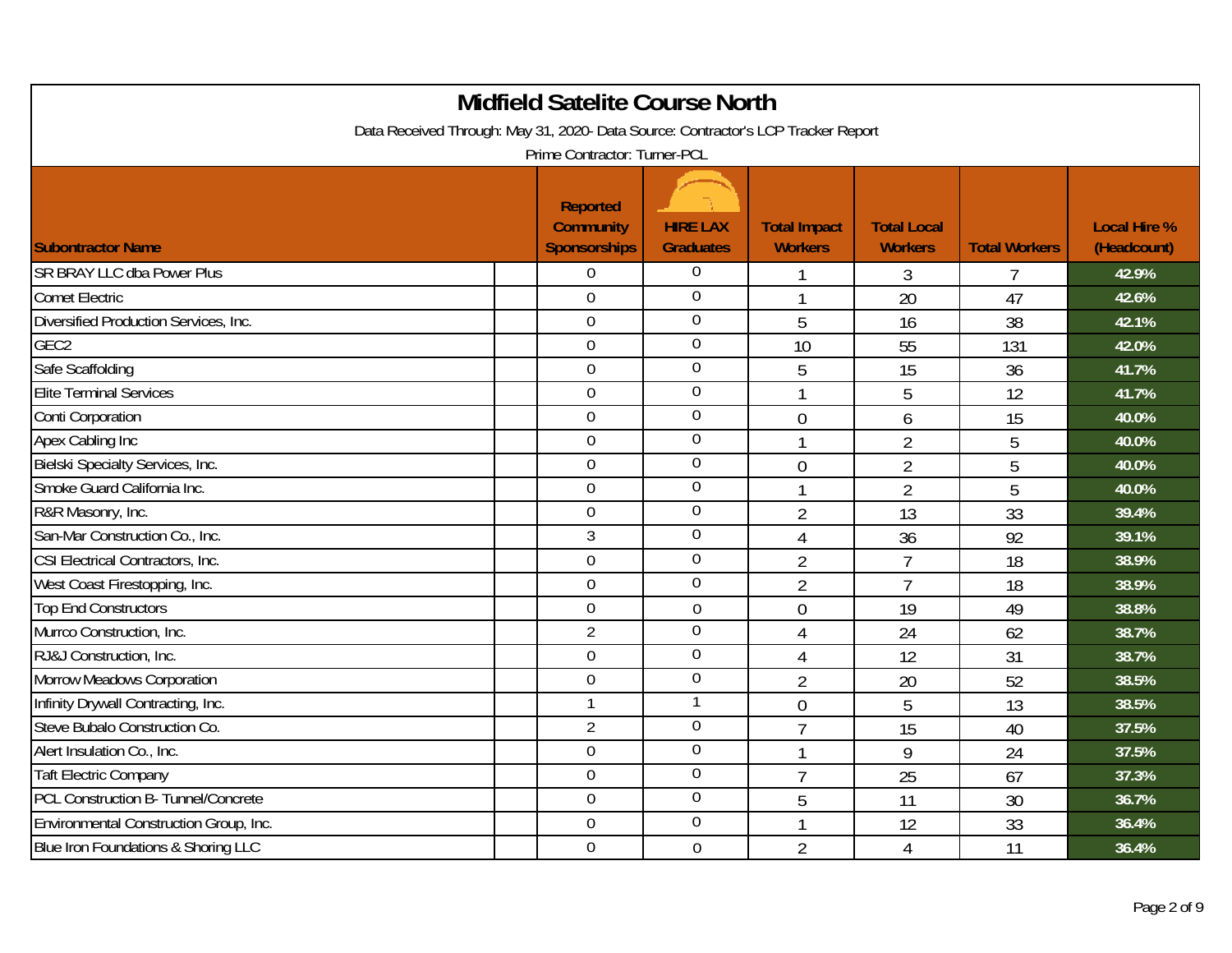# Midfield Satelite Course North

Data Received Through: May 31, 2020- Data Source: Contractor's LCP Tracker Report

Prime Contractor: Turner-PCL

| Subontractor Name | Reported Community Sponsorships | HIRE LAX Graduates | Total Impact Workers | Total Local Workers | Total Workers | Local Hire % (Headcount) |
|---|---|---|---|---|---|---|
| SR BRAY LLC dba Power Plus | 0 | 0 | 1 | 3 | 7 | 42.9% |
| Comet Electric | 0 | 0 | 1 | 20 | 47 | 42.6% |
| Diversified Production Services, Inc. | 0 | 0 | 5 | 16 | 38 | 42.1% |
| GEC2 | 0 | 0 | 10 | 55 | 131 | 42.0% |
| Safe Scaffolding | 0 | 0 | 5 | 15 | 36 | 41.7% |
| Elite Terminal Services | 0 | 0 | 1 | 5 | 12 | 41.7% |
| Conti Corporation | 0 | 0 | 0 | 6 | 15 | 40.0% |
| Apex Cabling Inc | 0 | 0 | 1 | 2 | 5 | 40.0% |
| Bielski Specialty Services, Inc. | 0 | 0 | 0 | 2 | 5 | 40.0% |
| Smoke Guard California Inc. | 0 | 0 | 1 | 2 | 5 | 40.0% |
| R&R Masonry, Inc. | 0 | 0 | 2 | 13 | 33 | 39.4% |
| San-Mar Construction Co., Inc. | 3 | 0 | 4 | 36 | 92 | 39.1% |
| CSI Electrical Contractors, Inc. | 0 | 0 | 2 | 7 | 18 | 38.9% |
| West Coast Firestopping, Inc. | 0 | 0 | 2 | 7 | 18 | 38.9% |
| Top End Constructors | 0 | 0 | 0 | 19 | 49 | 38.8% |
| Murrco Construction, Inc. | 2 | 0 | 4 | 24 | 62 | 38.7% |
| RJ&J Construction, Inc. | 0 | 0 | 4 | 12 | 31 | 38.7% |
| Morrow Meadows Corporation | 0 | 0 | 2 | 20 | 52 | 38.5% |
| Infinity Drywall Contracting, Inc. | 1 | 1 | 0 | 5 | 13 | 38.5% |
| Steve Bubalo Construction Co. | 2 | 0 | 7 | 15 | 40 | 37.5% |
| Alert Insulation Co., Inc. | 0 | 0 | 1 | 9 | 24 | 37.5% |
| Taft Electric Company | 0 | 0 | 7 | 25 | 67 | 37.3% |
| PCL Construction B- Tunnel/Concrete | 0 | 0 | 5 | 11 | 30 | 36.7% |
| Environmental Construction Group, Inc. | 0 | 0 | 1 | 12 | 33 | 36.4% |
| Blue Iron Foundations & Shoring LLC | 0 | 0 | 2 | 4 | 11 | 36.4% |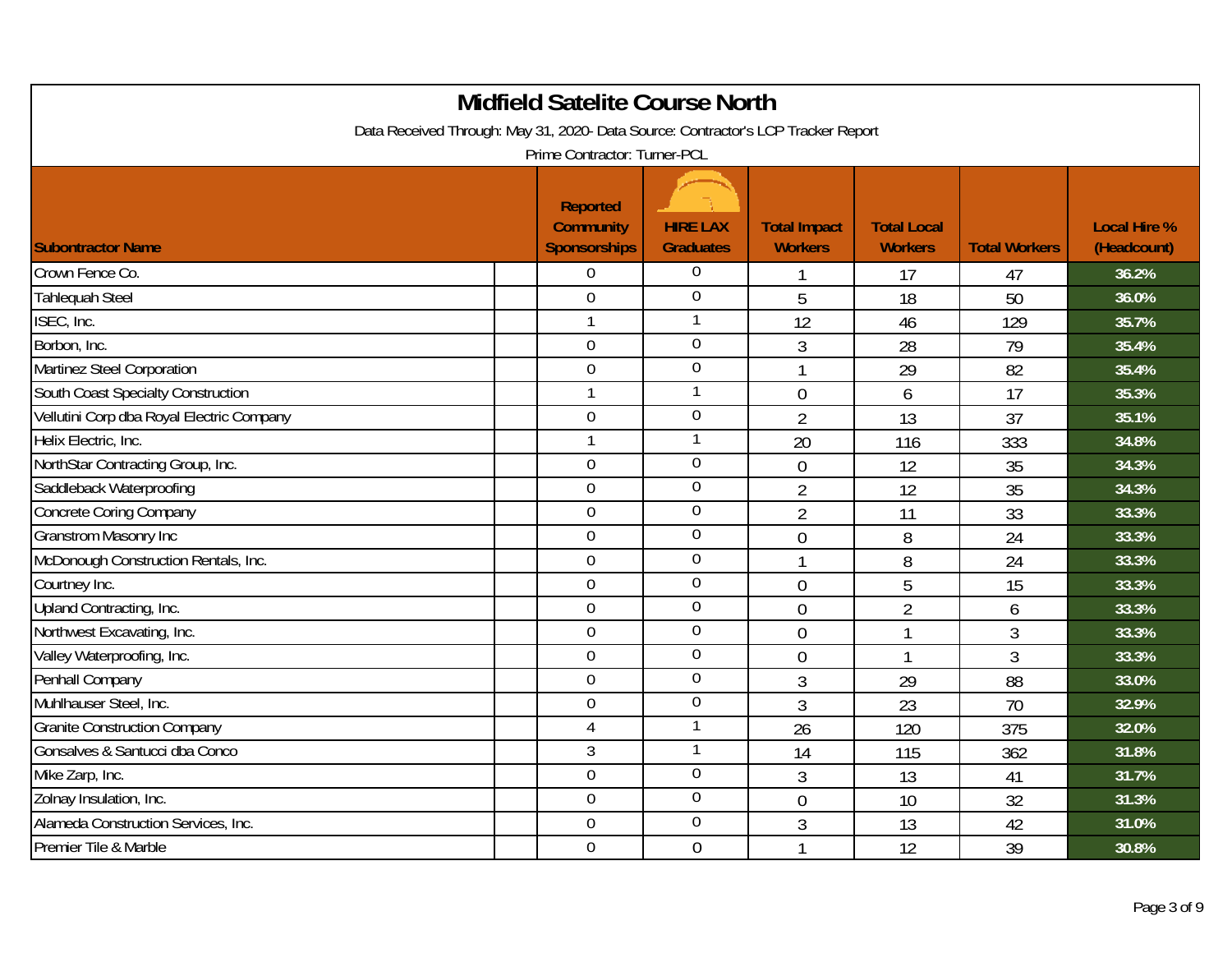# Midfield Satelite Course North

Data Received Through: May 31, 2020- Data Source: Contractor's LCP Tracker Report

Prime Contractor: Turner-PCL

| Subontractor Name | Reported Community Sponsorships | HIRE LAX Graduates | Total Impact Workers | Total Local Workers | Total Workers | Local Hire % (Headcount) |
|---|---|---|---|---|---|---|
| Crown Fence Co. | 0 | 0 | 1 | 17 | 47 | 36.2% |
| Tahlequah Steel | 0 | 0 | 5 | 18 | 50 | 36.0% |
| ISEC, Inc. | 1 | 1 | 12 | 46 | 129 | 35.7% |
| Borbon, Inc. | 0 | 0 | 3 | 28 | 79 | 35.4% |
| Martinez Steel Corporation | 0 | 0 | 1 | 29 | 82 | 35.4% |
| South Coast Specialty Construction | 1 | 1 | 0 | 6 | 17 | 35.3% |
| Vellutini Corp dba Royal Electric Company | 0 | 0 | 2 | 13 | 37 | 35.1% |
| Helix Electric, Inc. | 1 | 1 | 20 | 116 | 333 | 34.8% |
| NorthStar Contracting Group, Inc. | 0 | 0 | 0 | 12 | 35 | 34.3% |
| Saddleback Waterproofing | 0 | 0 | 2 | 12 | 35 | 34.3% |
| Concrete Coring Company | 0 | 0 | 2 | 11 | 33 | 33.3% |
| Granstrom Masonry Inc | 0 | 0 | 0 | 8 | 24 | 33.3% |
| McDonough Construction Rentals, Inc. | 0 | 0 | 1 | 8 | 24 | 33.3% |
| Courtney Inc. | 0 | 0 | 0 | 5 | 15 | 33.3% |
| Upland Contracting, Inc. | 0 | 0 | 0 | 2 | 6 | 33.3% |
| Northwest Excavating, Inc. | 0 | 0 | 0 | 1 | 3 | 33.3% |
| Valley Waterproofing, Inc. | 0 | 0 | 0 | 1 | 3 | 33.3% |
| Penhall Company | 0 | 0 | 3 | 29 | 88 | 33.0% |
| Muhlhauser Steel, Inc. | 0 | 0 | 3 | 23 | 70 | 32.9% |
| Granite Construction Company | 4 | 1 | 26 | 120 | 375 | 32.0% |
| Gonsalves & Santucci dba Conco | 3 | 1 | 14 | 115 | 362 | 31.8% |
| Mike Zarp, Inc. | 0 | 0 | 3 | 13 | 41 | 31.7% |
| Zolnay Insulation, Inc. | 0 | 0 | 0 | 10 | 32 | 31.3% |
| Alameda Construction Services, Inc. | 0 | 0 | 3 | 13 | 42 | 31.0% |
| Premier Tile & Marble | 0 | 0 | 1 | 12 | 39 | 30.8% |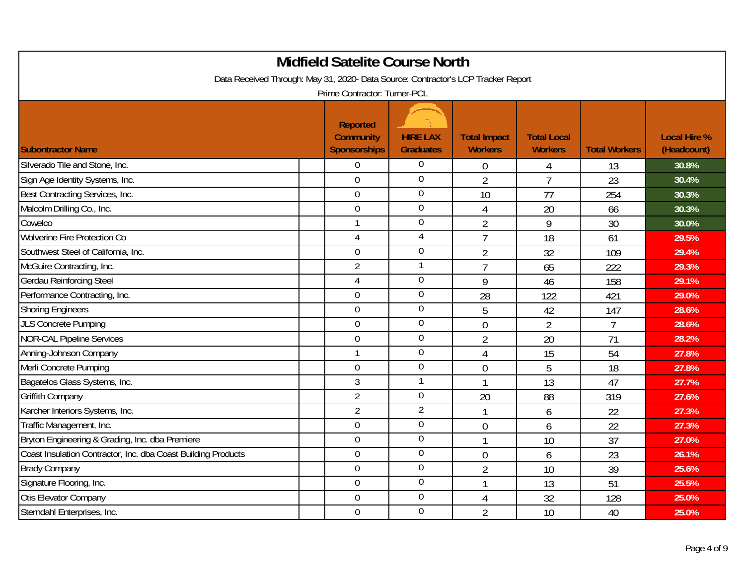# Midfield Satelite Course North

Data Received Through: May 31, 2020- Data Source: Contractor's LCP Tracker Report

Prime Contractor: Turner-PCL

| Subcontractor Name | Reported Community Sponsorships | HIRE LAX Graduates | Total Impact Workers | Total Local Workers | Total Workers | Local Hire % (Headcount) |
|---|---|---|---|---|---|---|
| Silverado Tile and Stone, Inc. | 0 | 0 | 0 | 4 | 13 | 30.8% |
| Sign Age Identity Systems, Inc. | 0 | 0 | 2 | 7 | 23 | 30.4% |
| Best Contracting Services, Inc. | 0 | 0 | 10 | 77 | 254 | 30.3% |
| Malcolm Drilling Co., Inc. | 0 | 0 | 4 | 20 | 66 | 30.3% |
| Cowelco | 1 | 0 | 2 | 9 | 30 | 30.0% |
| Wolverine Fire Protection Co | 4 | 4 | 7 | 18 | 61 | 29.5% |
| Southwest Steel of California, Inc. | 0 | 0 | 2 | 32 | 109 | 29.4% |
| McGuire Contracting, Inc. | 2 | 1 | 7 | 65 | 222 | 29.3% |
| Gerdau Reinforcing Steel | 4 | 0 | 9 | 46 | 158 | 29.1% |
| Performance Contracting, Inc. | 0 | 0 | 28 | 122 | 421 | 29.0% |
| Shoring Engineers | 0 | 0 | 5 | 42 | 147 | 28.6% |
| JLS Concrete Pumping | 0 | 0 | 0 | 2 | 7 | 28.6% |
| NOR-CAL Pipeline Services | 0 | 0 | 2 | 20 | 71 | 28.2% |
| Anning-Johnson Company | 1 | 0 | 4 | 15 | 54 | 27.8% |
| Merli Concrete Pumping | 0 | 0 | 0 | 5 | 18 | 27.8% |
| Bagatelos Glass Systems, Inc. | 3 | 1 | 1 | 13 | 47 | 27.7% |
| Griffith Company | 2 | 0 | 20 | 88 | 319 | 27.6% |
| Karcher Interiors Systems, Inc. | 2 | 2 | 1 | 6 | 22 | 27.3% |
| Traffic Management, Inc. | 0 | 0 | 0 | 6 | 22 | 27.3% |
| Bryton Engineering & Grading, Inc. dba Premiere | 0 | 0 | 1 | 10 | 37 | 27.0% |
| Coast Insulation Contractor, Inc. dba Coast Building Products | 0 | 0 | 0 | 6 | 23 | 26.1% |
| Brady Company | 0 | 0 | 2 | 10 | 39 | 25.6% |
| Signature Flooring, Inc. | 0 | 0 | 1 | 13 | 51 | 25.5% |
| Otis Elevator Company | 0 | 0 | 4 | 32 | 128 | 25.0% |
| Sterndahl Enterprises, Inc. | 0 | 0 | 2 | 10 | 40 | 25.0% |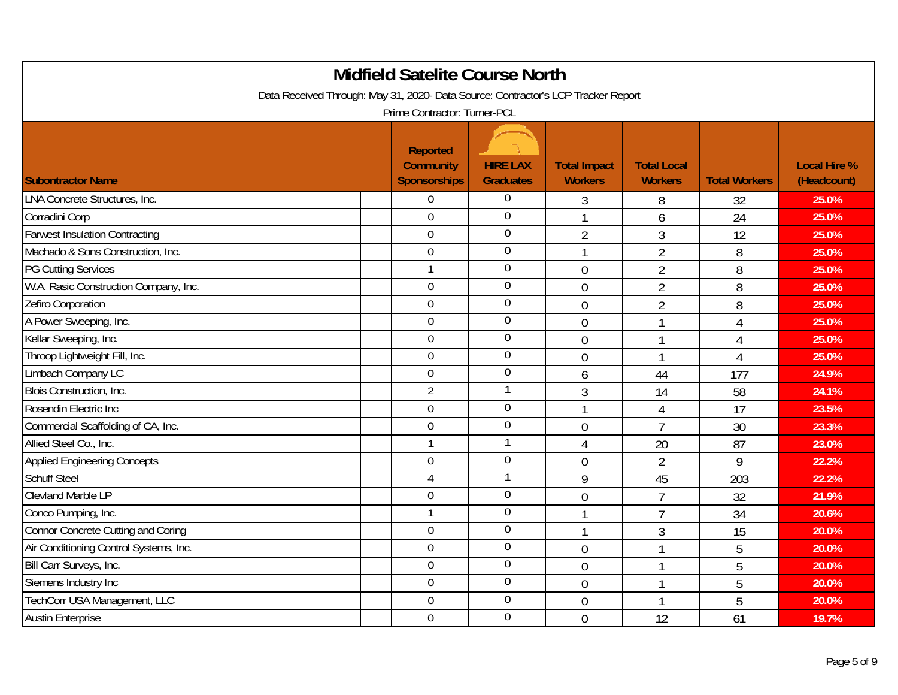# Midfield Satelite Course North

Data Received Through: May 31, 2020- Data Source: Contractor's LCP Tracker Report

Prime Contractor: Turner-PCL

| Subcontractor Name | Reported Community Sponsorships | HIRE LAX Graduates | Total Impact Workers | Total Local Workers | Total Workers | Local Hire % (Headcount) |
|---|---|---|---|---|---|---|
| LNA Concrete Structures, Inc. | 0 | 0 | 3 | 8 | 32 | 25.0% |
| Corradini Corp | 0 | 0 | 1 | 6 | 24 | 25.0% |
| Farwest Insulation Contracting | 0 | 0 | 2 | 3 | 12 | 25.0% |
| Machado & Sons Construction, Inc. | 0 | 0 | 1 | 2 | 8 | 25.0% |
| PG Cutting Services | 1 | 0 | 0 | 2 | 8 | 25.0% |
| W.A. Rasic Construction Company, Inc. | 0 | 0 | 0 | 2 | 8 | 25.0% |
| Zefiro Corporation | 0 | 0 | 0 | 2 | 8 | 25.0% |
| A Power Sweeping, Inc. | 0 | 0 | 0 | 1 | 4 | 25.0% |
| Kellar Sweeping, Inc. | 0 | 0 | 0 | 1 | 4 | 25.0% |
| Throop Lightweight Fill, Inc. | 0 | 0 | 0 | 1 | 4 | 25.0% |
| Limbach Company LC | 0 | 0 | 6 | 44 | 177 | 24.9% |
| Blois Construction, Inc. | 2 | 1 | 3 | 14 | 58 | 24.1% |
| Rosendin Electric Inc | 0 | 0 | 1 | 4 | 17 | 23.5% |
| Commercial Scaffolding of CA, Inc. | 0 | 0 | 0 | 7 | 30 | 23.3% |
| Allied Steel Co., Inc. | 1 | 1 | 4 | 20 | 87 | 23.0% |
| Applied Engineering Concepts | 0 | 0 | 0 | 2 | 9 | 22.2% |
| Schuff Steel | 4 | 1 | 9 | 45 | 203 | 22.2% |
| Clevland Marble LP | 0 | 0 | 0 | 7 | 32 | 21.9% |
| Conco Pumping, Inc. | 1 | 0 | 1 | 7 | 34 | 20.6% |
| Connor Concrete Cutting and Coring | 0 | 0 | 1 | 3 | 15 | 20.0% |
| Air Conditioning Control Systems, Inc. | 0 | 0 | 0 | 1 | 5 | 20.0% |
| Bill Carr Surveys, Inc. | 0 | 0 | 0 | 1 | 5 | 20.0% |
| Siemens Industry Inc | 0 | 0 | 0 | 1 | 5 | 20.0% |
| TechCorr USA Management, LLC | 0 | 0 | 0 | 1 | 5 | 20.0% |
| Austin Enterprise | 0 | 0 | 0 | 12 | 61 | 19.7% |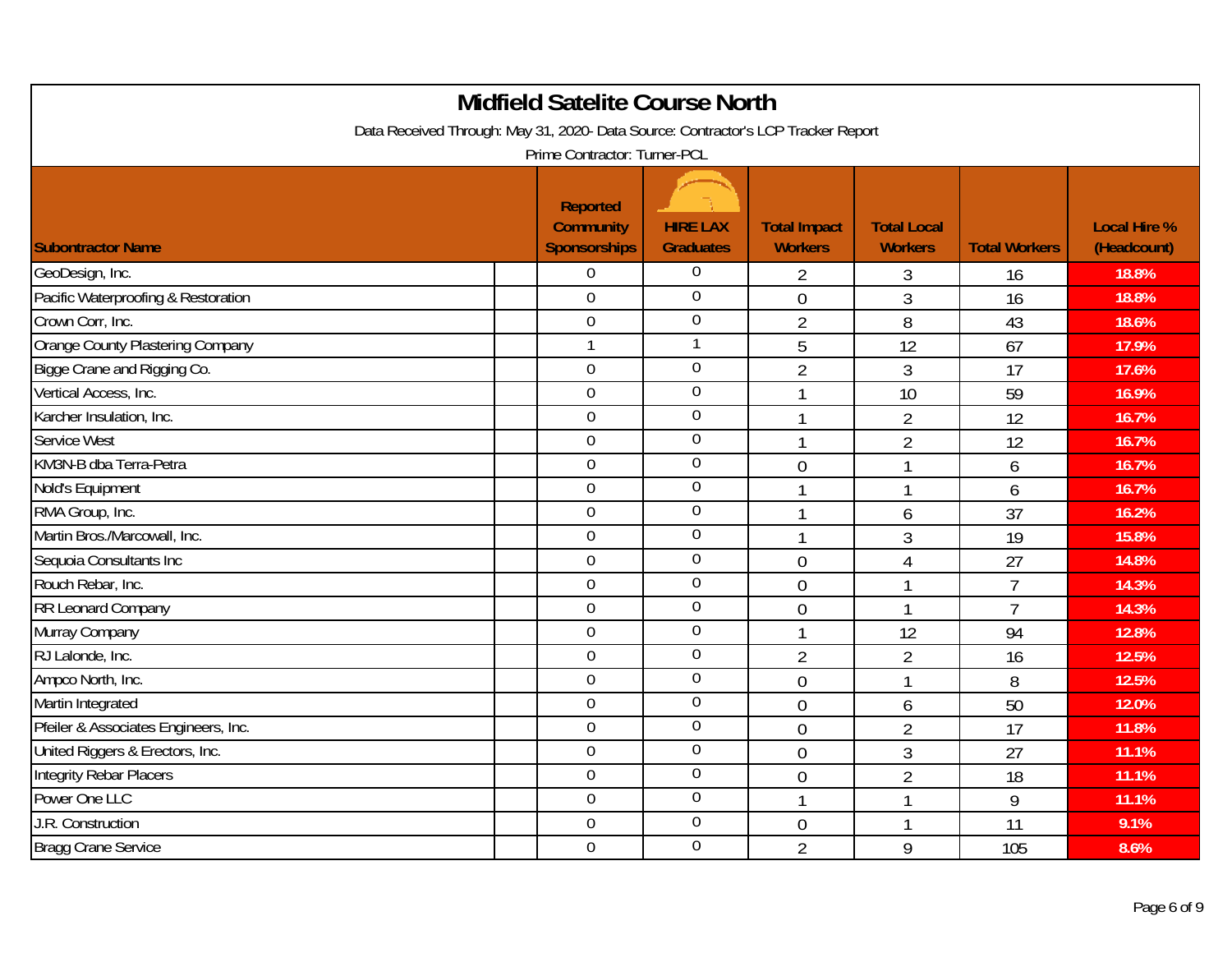# Midfield Satelite Course North

Data Received Through: May 31, 2020- Data Source: Contractor's LCP Tracker Report

Prime Contractor: Turner-PCL

| Subontractor Name | Reported Community Sponsorships | HIRE LAX Graduates | Total Impact Workers | Total Local Workers | Total Workers | Local Hire % (Headcount) |
|---|---|---|---|---|---|---|
| GeoDesign, Inc. | 0 | 0 | 2 | 3 | 16 | 18.8% |
| Pacific Waterproofing & Restoration | 0 | 0 | 0 | 3 | 16 | 18.8% |
| Crown Corr, Inc. | 0 | 0 | 2 | 8 | 43 | 18.6% |
| Orange County Plastering Company | 1 | 1 | 5 | 12 | 67 | 17.9% |
| Bigge Crane and Rigging Co. | 0 | 0 | 2 | 3 | 17 | 17.6% |
| Vertical Access, Inc. | 0 | 0 | 1 | 10 | 59 | 16.9% |
| Karcher Insulation, Inc. | 0 | 0 | 1 | 2 | 12 | 16.7% |
| Service West | 0 | 0 | 1 | 2 | 12 | 16.7% |
| KM3N-B dba Terra-Petra | 0 | 0 | 0 | 1 | 6 | 16.7% |
| Nold's Equipment | 0 | 0 | 1 | 1 | 6 | 16.7% |
| RMA Group, Inc. | 0 | 0 | 1 | 6 | 37 | 16.2% |
| Martin Bros./Marcowall, Inc. | 0 | 0 | 1 | 3 | 19 | 15.8% |
| Sequoia Consultants Inc | 0 | 0 | 0 | 4 | 27 | 14.8% |
| Rouch Rebar, Inc. | 0 | 0 | 0 | 1 | 7 | 14.3% |
| RR Leonard Company | 0 | 0 | 0 | 1 | 7 | 14.3% |
| Murray Company | 0 | 0 | 1 | 12 | 94 | 12.8% |
| RJ Lalonde, Inc. | 0 | 0 | 2 | 2 | 16 | 12.5% |
| Ampco North, Inc. | 0 | 0 | 0 | 1 | 8 | 12.5% |
| Martin Integrated | 0 | 0 | 0 | 6 | 50 | 12.0% |
| Pfeiler & Associates Engineers, Inc. | 0 | 0 | 0 | 2 | 17 | 11.8% |
| United Riggers & Erectors, Inc. | 0 | 0 | 0 | 3 | 27 | 11.1% |
| Integrity Rebar Placers | 0 | 0 | 0 | 2 | 18 | 11.1% |
| Power One LLC | 0 | 0 | 1 | 1 | 9 | 11.1% |
| J.R. Construction | 0 | 0 | 0 | 1 | 11 | 9.1% |
| Bragg Crane Service | 0 | 0 | 2 | 9 | 105 | 8.6% |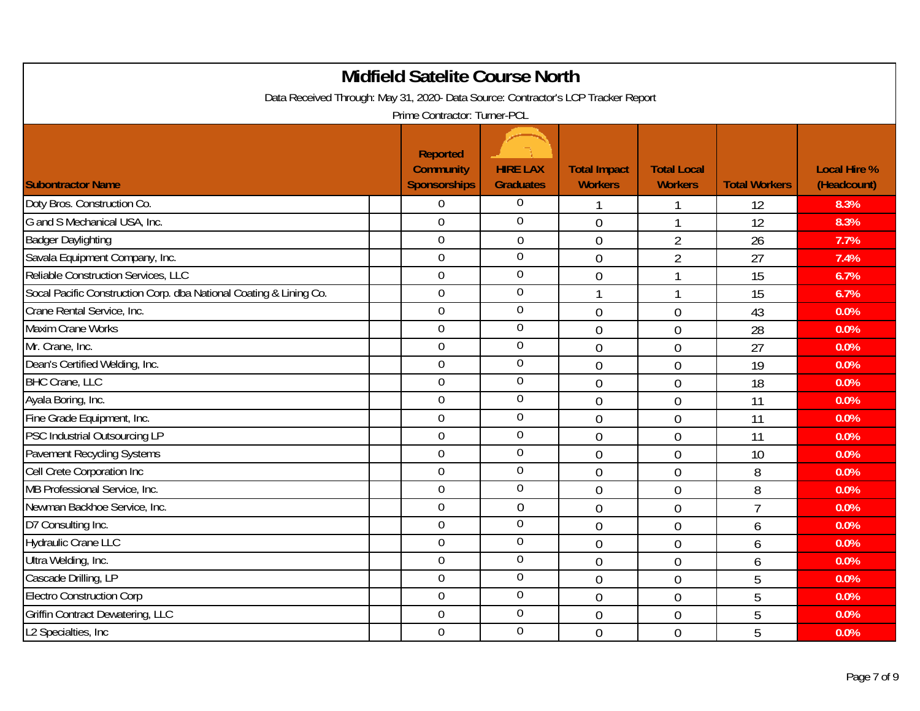# Midfield Satelite Course North

Data Received Through: May 31, 2020- Data Source: Contractor's LCP Tracker Report

Prime Contractor: Turner-PCL

| Subontractor Name | Reported Community Sponsorships | HIRE LAX Graduates | Total Impact Workers | Total Local Workers | Total Workers | Local Hire % (Headcount) |
|---|---|---|---|---|---|---|
| Doty Bros. Construction Co. | 0 | 0 | 1 | 1 | 12 | 8.3% |
| G and S Mechanical USA, Inc. | 0 | 0 | 0 | 1 | 12 | 8.3% |
| Badger Daylighting | 0 | 0 | 0 | 2 | 26 | 7.7% |
| Savala Equipment Company, Inc. | 0 | 0 | 0 | 2 | 27 | 7.4% |
| Reliable Construction Services, LLC | 0 | 0 | 0 | 1 | 15 | 6.7% |
| Socal Pacific Construction Corp. dba National Coating & Lining Co. | 0 | 0 | 1 | 1 | 15 | 6.7% |
| Crane Rental Service, Inc. | 0 | 0 | 0 | 0 | 43 | 0.0% |
| Maxim Crane Works | 0 | 0 | 0 | 0 | 28 | 0.0% |
| Mr. Crane, Inc. | 0 | 0 | 0 | 0 | 27 | 0.0% |
| Dean's Certified Welding, Inc. | 0 | 0 | 0 | 0 | 19 | 0.0% |
| BHC Crane, LLC | 0 | 0 | 0 | 0 | 18 | 0.0% |
| Ayala Boring, Inc. | 0 | 0 | 0 | 0 | 11 | 0.0% |
| Fine Grade Equipment, Inc. | 0 | 0 | 0 | 0 | 11 | 0.0% |
| PSC Industrial Outsourcing LP | 0 | 0 | 0 | 0 | 11 | 0.0% |
| Pavement Recycling Systems | 0 | 0 | 0 | 0 | 10 | 0.0% |
| Cell Crete Corporation Inc | 0 | 0 | 0 | 0 | 8 | 0.0% |
| MB Professional Service, Inc. | 0 | 0 | 0 | 0 | 8 | 0.0% |
| Newman Backhoe Service, Inc. | 0 | 0 | 0 | 0 | 7 | 0.0% |
| D7 Consulting Inc. | 0 | 0 | 0 | 0 | 6 | 0.0% |
| Hydraulic Crane LLC | 0 | 0 | 0 | 0 | 6 | 0.0% |
| Ultra Welding, Inc. | 0 | 0 | 0 | 0 | 6 | 0.0% |
| Cascade Drilling, LP | 0 | 0 | 0 | 0 | 5 | 0.0% |
| Electro Construction Corp | 0 | 0 | 0 | 0 | 5 | 0.0% |
| Griffin Contract Dewatering, LLC | 0 | 0 | 0 | 0 | 5 | 0.0% |
| L2 Specialties, Inc | 0 | 0 | 0 | 0 | 5 | 0.0% |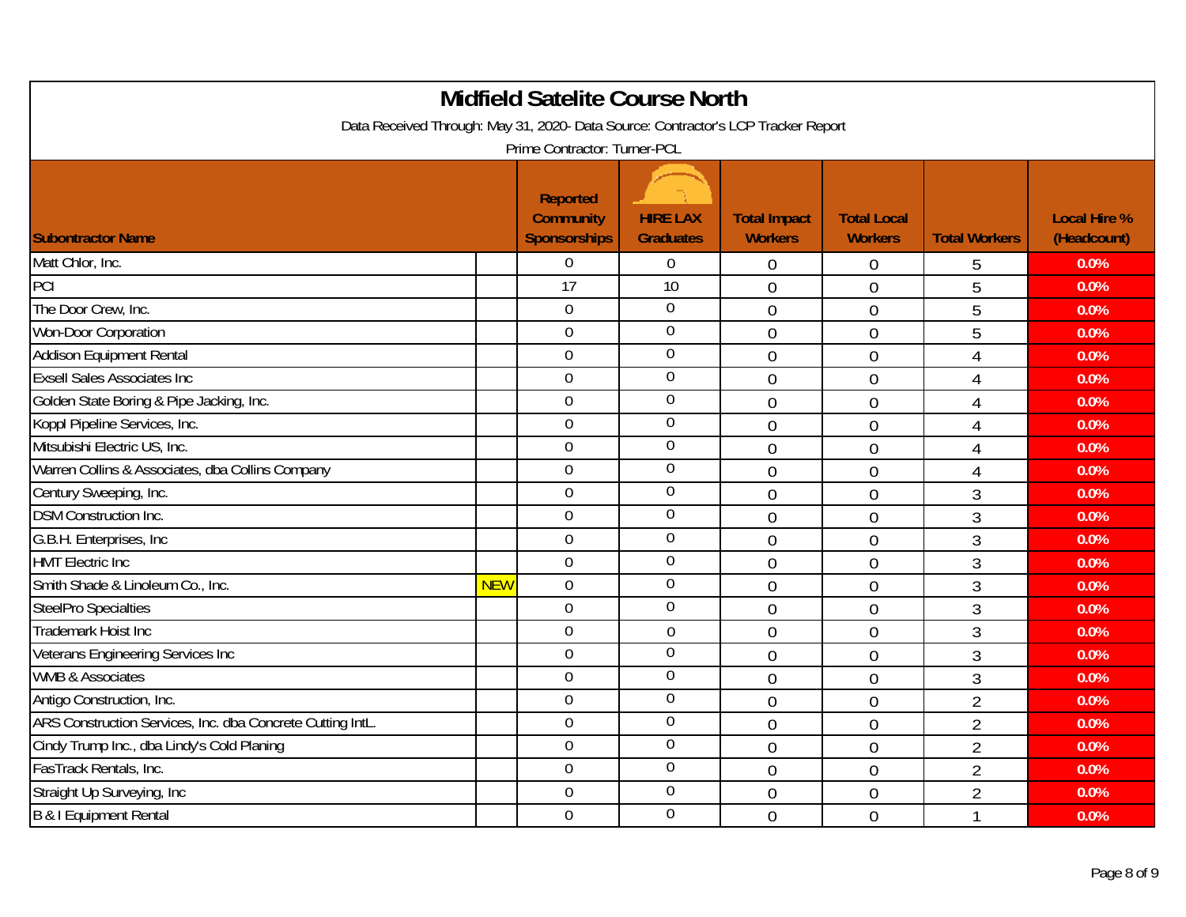# Midfield Satelite Course North

Data Received Through: May 31, 2020- Data Source: Contractor's LCP Tracker Report

Prime Contractor: Turner-PCL

| Subcontractor Name | | Reported Community Sponsorships | HIRE LAX Graduates | Total Impact Workers | Total Local Workers | Total Workers | Local Hire % (Headcount) |
|---|---|---|---|---|---|---|---|
| Matt Chlor, Inc. | | 0 | 0 | 0 | 0 | 5 | 0.0% |
| PCI | | 17 | 10 | 0 | 0 | 5 | 0.0% |
| The Door Crew, Inc. | | 0 | 0 | 0 | 0 | 5 | 0.0% |
| Won-Door Corporation | | 0 | 0 | 0 | 0 | 5 | 0.0% |
| Addison Equipment Rental | | 0 | 0 | 0 | 0 | 4 | 0.0% |
| Exsell Sales Associates Inc | | 0 | 0 | 0 | 0 | 4 | 0.0% |
| Golden State Boring & Pipe Jacking, Inc. | | 0 | 0 | 0 | 0 | 4 | 0.0% |
| Koppl Pipeline Services, Inc. | | 0 | 0 | 0 | 0 | 4 | 0.0% |
| Mitsubishi Electric US, Inc. | | 0 | 0 | 0 | 0 | 4 | 0.0% |
| Warren Collins & Associates, dba Collins Company | | 0 | 0 | 0 | 0 | 4 | 0.0% |
| Century Sweeping, Inc. | | 0 | 0 | 0 | 0 | 3 | 0.0% |
| DSM Construction Inc. | | 0 | 0 | 0 | 0 | 3 | 0.0% |
| G.B.H. Enterprises, Inc | | 0 | 0 | 0 | 0 | 3 | 0.0% |
| HMT Electric Inc | | 0 | 0 | 0 | 0 | 3 | 0.0% |
| Smith Shade & Linoleum Co., Inc. | NEW | 0 | 0 | 0 | 0 | 3 | 0.0% |
| SteelPro Specialties | | 0 | 0 | 0 | 0 | 3 | 0.0% |
| Trademark Hoist Inc | | 0 | 0 | 0 | 0 | 3 | 0.0% |
| Veterans Engineering Services Inc | | 0 | 0 | 0 | 0 | 3 | 0.0% |
| WMB & Associates | | 0 | 0 | 0 | 0 | 3 | 0.0% |
| Antigo Construction, Inc. | | 0 | 0 | 0 | 0 | 2 | 0.0% |
| ARS Construction Services, Inc. dba Concrete Cutting IntL. | | 0 | 0 | 0 | 0 | 2 | 0.0% |
| Cindy Trump Inc., dba Lindy's Cold Planing | | 0 | 0 | 0 | 0 | 2 | 0.0% |
| FasTrack Rentals, Inc. | | 0 | 0 | 0 | 0 | 2 | 0.0% |
| Straight Up Surveying, Inc | | 0 | 0 | 0 | 0 | 2 | 0.0% |
| B & I Equipment Rental | | 0 | 0 | 0 | 0 | 1 | 0.0% |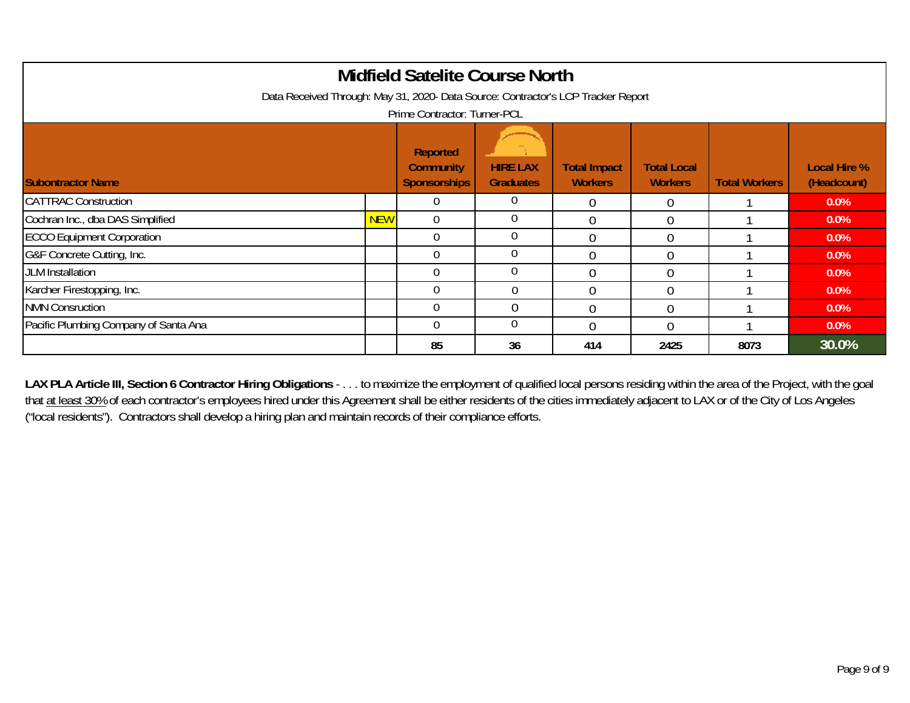# Midfield Satelite Course North

Data Received Through: May 31, 2020- Data Source: Contractor's LCP Tracker Report

Prime Contractor: Turner-PCL

| Subcontractor Name | | Reported Community Sponsorships | HIRE LAX Graduates | Total Impact Workers | Total Local Workers | Total Workers | Local Hire % (Headcount) |
|---|---|---|---|---|---|---|---|
| CATTRAC Construction | | 0 | 0 | 0 | 0 | 1 | 0.0% |
| Cochran Inc., dba DAS Simplified | NEW | 0 | 0 | 0 | 0 | 1 | 0.0% |
| ECCO Equipment Corporation | | 0 | 0 | 0 | 0 | 1 | 0.0% |
| G&F Concrete Cutting, Inc. | | 0 | 0 | 0 | 0 | 1 | 0.0% |
| JLM Installation | | 0 | 0 | 0 | 0 | 1 | 0.0% |
| Karcher Firestopping, Inc. | | 0 | 0 | 0 | 0 | 1 | 0.0% |
| NMN Consruction | | 0 | 0 | 0 | 0 | 1 | 0.0% |
| Pacific Plumbing Company of Santa Ana | | 0 | 0 | 0 | 0 | 1 | 0.0% |
| | | 85 | 36 | 414 | 2425 | 8073 | 30.0% |

**LAX PLA Article III, Section 6 Contractor Hiring Obligations** - . . . to maximize the employment of qualified local persons residing within the area of the Project, with the goal that at least 30% of each contractor's employees hired under this Agreement shall be either residents of the cities immediately adjacent to LAX or of the City of Los Angeles ("local residents"). Contractors shall develop a hiring plan and maintain records of their compliance efforts.